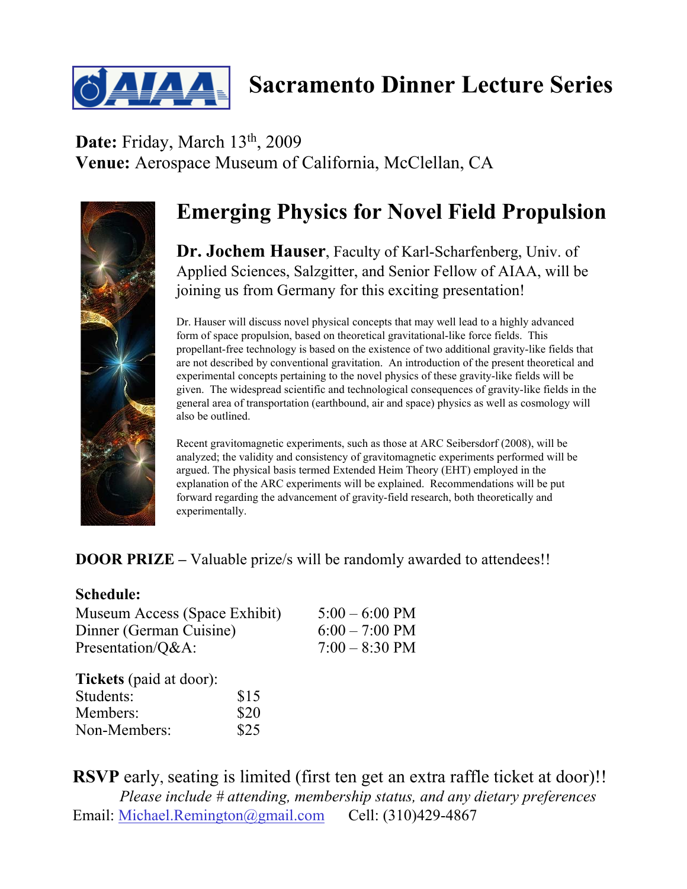# AIAA Sacramento Dinner Lecture Series

**Date:** Friday, March 13th, 2009
**Venue:** Aerospace Museum of California, McClellan, CA

## Emerging Physics for Novel Field Propulsion

**Dr. Jochem Hauser**, Faculty of Karl-Scharfenberg, Univ. of Applied Sciences, Salzgitter, and Senior Fellow of AIAA, will be joining us from Germany for this exciting presentation!

Dr. Hauser will discuss novel physical concepts that may well lead to a highly advanced form of space propulsion, based on theoretical gravitational-like force fields. This propellant-free technology is based on the existence of two additional gravity-like fields that are not described by conventional gravitation. An introduction of the present theoretical and experimental concepts pertaining to the novel physics of these gravity-like fields will be given. The widespread scientific and technological consequences of gravity-like fields in the general area of transportation (earthbound, air and space) physics as well as cosmology will also be outlined.

Recent gravitomagnetic experiments, such as those at ARC Seibersdorf (2008), will be analyzed; the validity and consistency of gravitomagnetic experiments performed will be argued. The physical basis termed Extended Heim Theory (EHT) employed in the explanation of the ARC experiments will be explained. Recommendations will be put forward regarding the advancement of gravity-field research, both theoretically and experimentally.

**DOOR PRIZE –** Valuable prize/s will be randomly awarded to attendees!!

**Schedule:**

| | |
|---|---|
| Museum Access (Space Exhibit) | 5:00 – 6:00 PM |
| Dinner (German Cuisine) | 6:00 – 7:00 PM |
| Presentation/Q&A: | 7:00 – 8:30 PM |

**Tickets** (paid at door):

| | |
|---|---|
| Students: | $15 |
| Members: | $20 |
| Non-Members: | $25 |

**RSVP** early, seating is limited (first ten get an extra raffle ticket at door)!!

*Please include # attending, membership status, and any dietary preferences*

Email: Michael.Remington@gmail.com Cell: (310)429-4867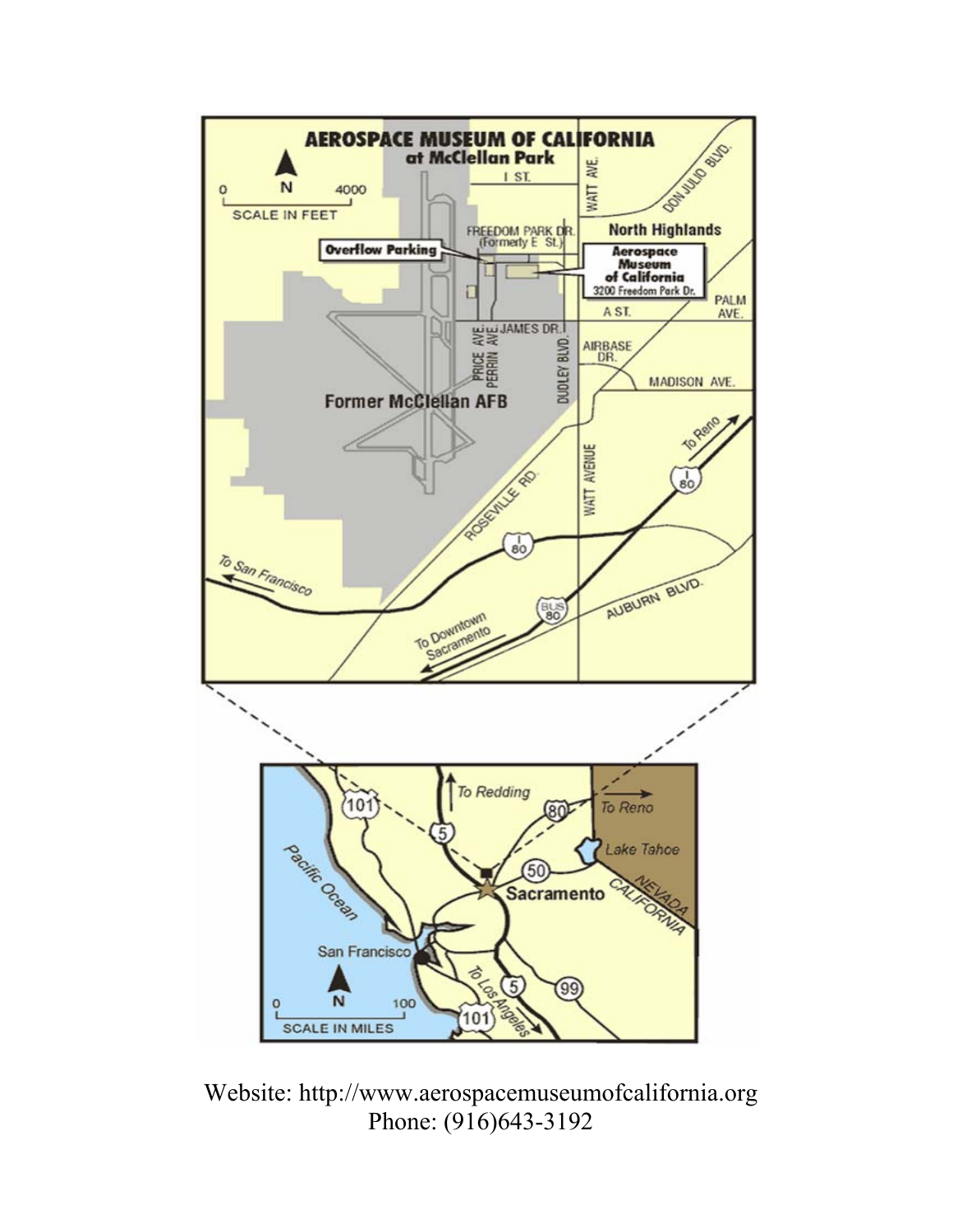AEROSPACE MUSEUM OF CALIFORNIA
at McClellan Park

0 N 4000
SCALE IN FEET

I ST.
WATT AVE.
DON JULIO BLVD.
FREEDOM PARK DR. (Formerly E St.)
North Highlands
Overflow Parking
Aerospace Museum of California
3200 Freedom Park Dr.
PALM AVE.
A ST.
JAMES DR.
PRICE AVE.
PERRIN AVE.
DUDLEY BLVD.
AIRBASE DR.
MADISON AVE.
Former McClellan AFB
ROSEVILLE RD.
WATT AVENUE
To Reno
I 80
To San Francisco
BUS 80
AUBURN BLVD.
To Downtown Sacramento

To Redding
101
5
80
To Reno
Lake Tahoe
50
Sacramento
NEVADA
CALIFORNIA
Pacific Ocean
San Francisco
To Los Angeles
5
99
101
0 N 100
SCALE IN MILES

Website: http://www.aerospacemuseumofcalifornia.org
Phone: (916)643-3192